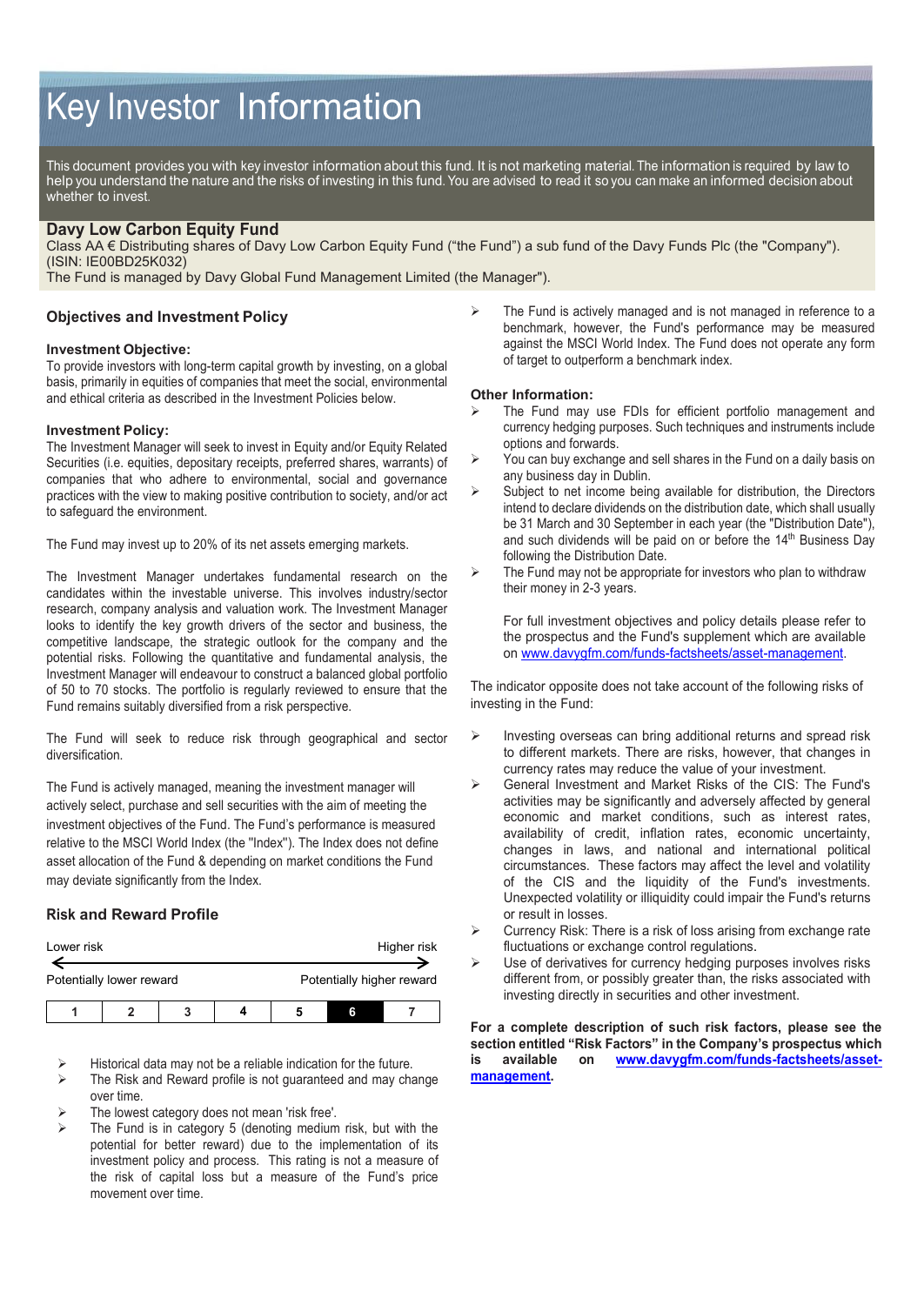// Key Investor Information

This document provides you with key investor information about this fund. It is not marketing material. The information is required by law to help you understand the nature and the risks of investing in this fund. You are advised to read it so you can make an informed decision about whether to invest.

## Davy Low Carbon Equity Fund

Class AA € Distributing shares of Davy Low Carbon Equity Fund ("the Fund") a sub fund of the Davy Funds Plc (the "Company"). (ISIN: IE00BD25K032)

The Fund is managed by Davy Global Fund Management Limited (the Manager").

### Objectives and Investment Policy

**Investment Objective:**

To provide investors with long-term capital growth by investing, on a global basis, primarily in equities of companies that meet the social, environmental and ethical criteria as described in the Investment Policies below.

**Investment Policy:**

The Investment Manager will seek to invest in Equity and/or Equity Related Securities (i.e. equities, depositary receipts, preferred shares, warrants) of companies that who adhere to environmental, social and governance practices with the view to making positive contribution to society, and/or act to safeguard the environment.

The Fund may invest up to 20% of its net assets emerging markets.

The Investment Manager undertakes fundamental research on the candidates within the investable universe. This involves industry/sector research, company analysis and valuation work. The Investment Manager looks to identify the key growth drivers of the sector and business, the competitive landscape, the strategic outlook for the company and the potential risks. Following the quantitative and fundamental analysis, the Investment Manager will endeavour to construct a balanced global portfolio of 50 to 70 stocks. The portfolio is regularly reviewed to ensure that the Fund remains suitably diversified from a risk perspective.

The Fund will seek to reduce risk through geographical and sector diversification.

The Fund is actively managed, meaning the investment manager will actively select, purchase and sell securities with the aim of meeting the investment objectives of the Fund. The Fund's performance is measured relative to the MSCI World Index (the "Index"). The Index does not define asset allocation of the Fund & depending on market conditions the Fund may deviate significantly from the Index.

- The Fund is actively managed and is not managed in reference to a benchmark, however, the Fund's performance may be measured against the MSCI World Index. The Fund does not operate any form of target to outperform a benchmark index.

**Other Information:**

- The Fund may use FDIs for efficient portfolio management and currency hedging purposes. Such techniques and instruments include options and forwards.
- You can buy exchange and sell shares in the Fund on a daily basis on any business day in Dublin.
- Subject to net income being available for distribution, the Directors intend to declare dividends on the distribution date, which shall usually be 31 March and 30 September in each year (the "Distribution Date"), and such dividends will be paid on or before the 14th Business Day following the Distribution Date.
- The Fund may not be appropriate for investors who plan to withdraw their money in 2-3 years.

For full investment objectives and policy details please refer to the prospectus and the Fund's supplement which are available on www.davygfm.com/funds-factsheets/asset-management.

### Risk and Reward Profile

| Lower risk | | | | | | Higher risk |
|---|---|---|---|---|---|---|
| Potentially lower reward | | | | | | Potentially higher reward |
| 1 | 2 | 3 | 4 | 5 | **6** | 7 |

- Historical data may not be a reliable indication for the future.
- The Risk and Reward profile is not guaranteed and may change over time.
- The lowest category does not mean 'risk free'.
- The Fund is in category 5 (denoting medium risk, but with the potential for better reward) due to the implementation of its investment policy and process. This rating is not a measure of the risk of capital loss but a measure of the Fund's price movement over time.

The indicator opposite does not take account of the following risks of investing in the Fund:

- Investing overseas can bring additional returns and spread risk to different markets. There are risks, however, that changes in currency rates may reduce the value of your investment.
- General Investment and Market Risks of the CIS: The Fund's activities may be significantly and adversely affected by general economic and market conditions, such as interest rates, availability of credit, inflation rates, economic uncertainty, changes in laws, and national and international political circumstances. These factors may affect the level and volatility of the CIS and the liquidity of the Fund's investments. Unexpected volatility or illiquidity could impair the Fund's returns or result in losses.
- Currency Risk: There is a risk of loss arising from exchange rate fluctuations or exchange control regulations.
- Use of derivatives for currency hedging purposes involves risks different from, or possibly greater than, the risks associated with investing directly in securities and other investment.

**For a complete description of such risk factors, please see the section entitled "Risk Factors" in the Company's prospectus which is available on www.davygfm.com/funds-factsheets/asset-management.**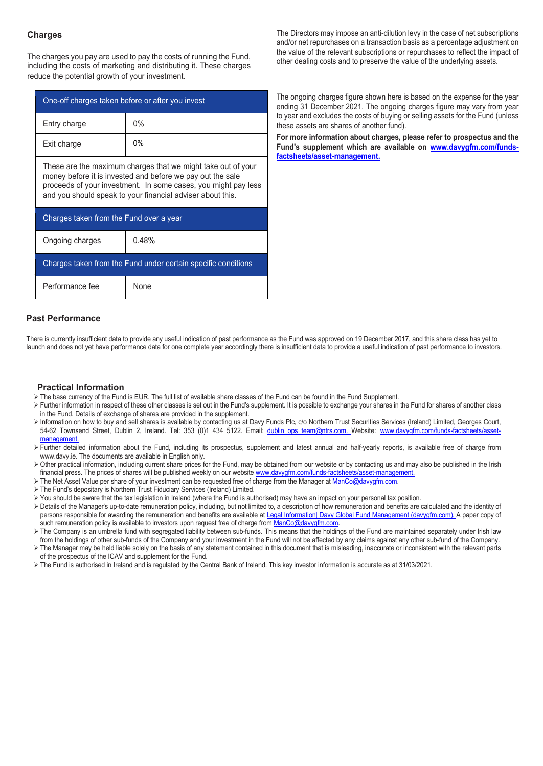## Charges

The charges you pay are used to pay the costs of running the Fund, including the costs of marketing and distributing it. These charges reduce the potential growth of your investment.

| One-off charges taken before or after you invest | |
|---|---|
| Entry charge | 0% |
| Exit charge | 0% |
| These are the maximum charges that we might take out of your money before it is invested and before we pay out the sale proceeds of your investment. In some cases, you might pay less and you should speak to your financial adviser about this. | |
| **Charges taken from the Fund over a year** | |
| Ongoing charges | 0.48% |
| **Charges taken from the Fund under certain specific conditions** | |
| Performance fee | None |

The Directors may impose an anti-dilution levy in the case of net subscriptions and/or net repurchases on a transaction basis as a percentage adjustment on the value of the relevant subscriptions or repurchases to reflect the impact of other dealing costs and to preserve the value of the underlying assets.

The ongoing charges figure shown here is based on the expense for the year ending 31 December 2021. The ongoing charges figure may vary from year to year and excludes the costs of buying or selling assets for the Fund (unless these assets are shares of another fund).

**For more information about charges, please refer to prospectus and the Fund's supplement which are available on www.davygfm.com/funds-factsheets/asset-management.**

## Past Performance

There is currently insufficient data to provide any useful indication of past performance as the Fund was approved on 19 December 2017, and this share class has yet to launch and does not yet have performance data for one complete year accordingly there is insufficient data to provide a useful indication of past performance to investors.

## Practical Information

- The base currency of the Fund is EUR. The full list of available share classes of the Fund can be found in the Fund Supplement.
- Further information in respect of these other classes is set out in the Fund's supplement. It is possible to exchange your shares in the Fund for shares of another class in the Fund. Details of exchange of shares are provided in the supplement.
- Information on how to buy and sell shares is available by contacting us at Davy Funds Plc, c/o Northern Trust Securities Services (Ireland) Limited, Georges Court, 54-62 Townsend Street, Dublin 2, Ireland. Tel: 353 (0)1 434 5122. Email: dublin_ops_team@ntrs.com. Website: www.davygfm.com/funds-factsheets/asset-management.
- Further detailed information about the Fund, including its prospectus, supplement and latest annual and half-yearly reports, is available free of charge from www.davy.ie. The documents are available in English only.
- Other practical information, including current share prices for the Fund, may be obtained from our website or by contacting us and may also be published in the Irish financial press. The prices of shares will be published weekly on our website www.davygfm.com/funds-factsheets/asset-management.
- The Net Asset Value per share of your investment can be requested free of charge from the Manager at ManCo@davygfm.com.
- The Fund's depositary is Northern Trust Fiduciary Services (Ireland) Limited.
- You should be aware that the tax legislation in Ireland (where the Fund is authorised) may have an impact on your personal tax position.
- Details of the Manager's up-to-date remuneration policy, including, but not limited to, a description of how remuneration and benefits are calculated and the identity of persons responsible for awarding the remuneration and benefits are available at Legal Information| Davy Global Fund Management (davygfm.com). A paper copy of such remuneration policy is available to investors upon request free of charge from ManCo@davygfm.com.
- The Company is an umbrella fund with segregated liability between sub-funds. This means that the holdings of the Fund are maintained separately under Irish law from the holdings of other sub-funds of the Company and your investment in the Fund will not be affected by any claims against any other sub-fund of the Company.
- The Manager may be held liable solely on the basis of any statement contained in this document that is misleading, inaccurate or inconsistent with the relevant parts of the prospectus of the ICAV and supplement for the Fund.
- The Fund is authorised in Ireland and is regulated by the Central Bank of Ireland. This key investor information is accurate as at 31/03/2021.